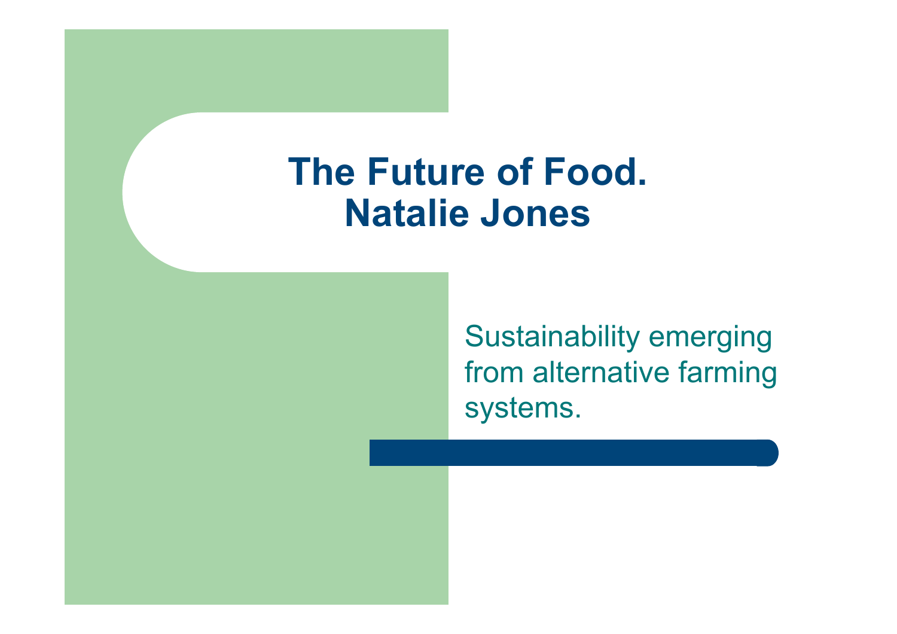# The Future of Food.
# Natalie Jones

Sustainability emerging from alternative farming systems.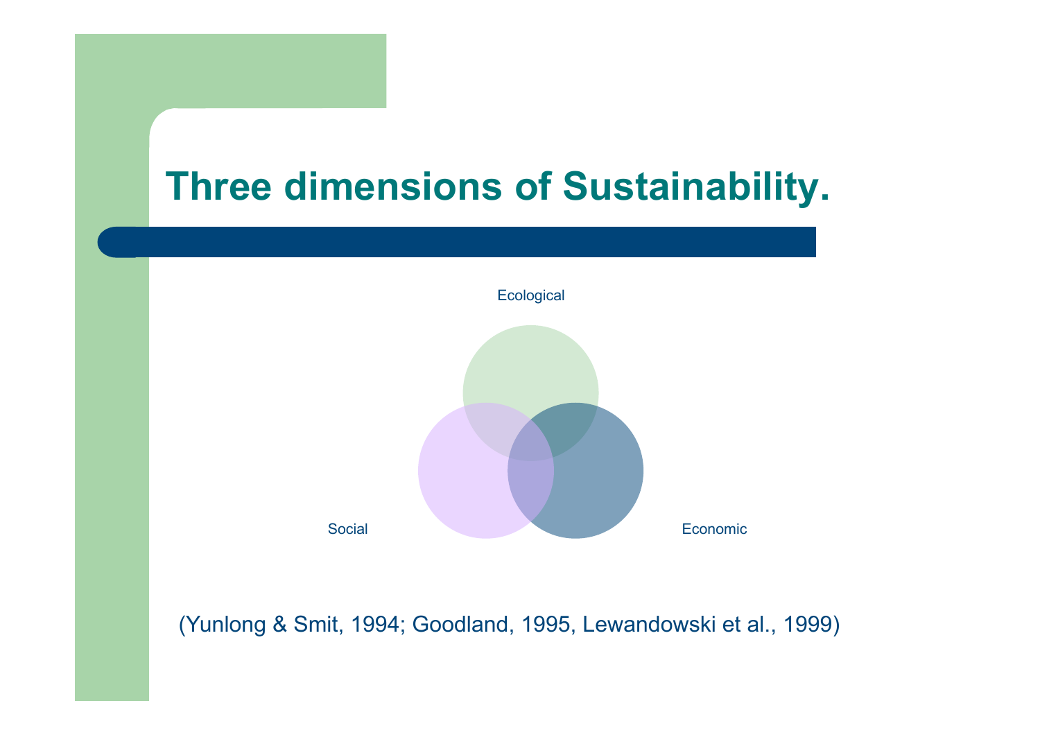# Three dimensions of Sustainability.

Ecological

Social

Economic

(Yunlong & Smit, 1994; Goodland, 1995, Lewandowski et al., 1999)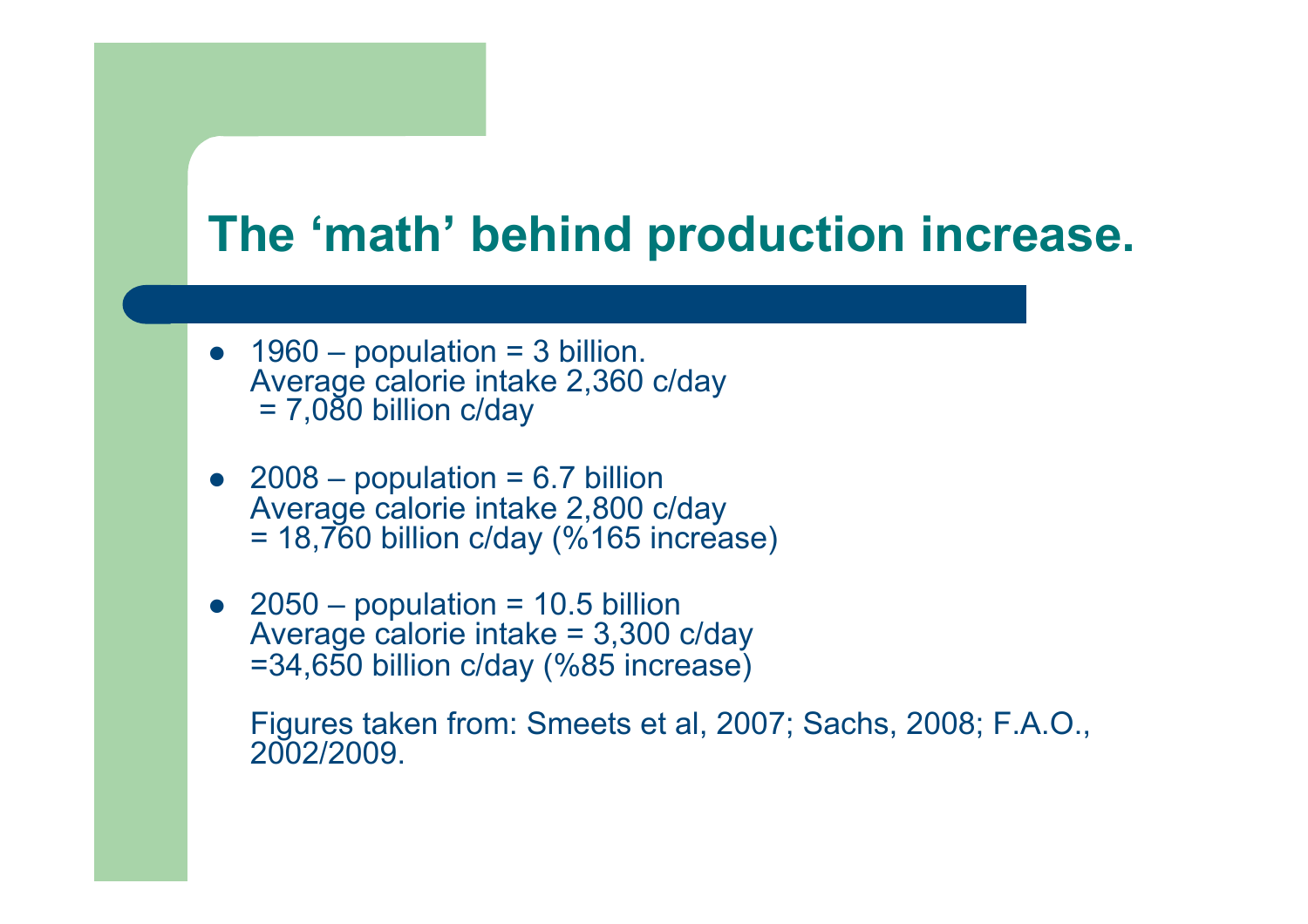# The 'math' behind production increase.

- 1960 – population = 3 billion.
  Average calorie intake 2,360 c/day
  = 7,080 billion c/day

- 2008 – population = 6.7 billion
  Average calorie intake 2,800 c/day
  = 18,760 billion c/day (%165 increase)

- 2050 – population = 10.5 billion
  Average calorie intake = 3,300 c/day
  =34,650 billion c/day (%85 increase)

  Figures taken from: Smeets et al, 2007; Sachs, 2008; F.A.O., 2002/2009.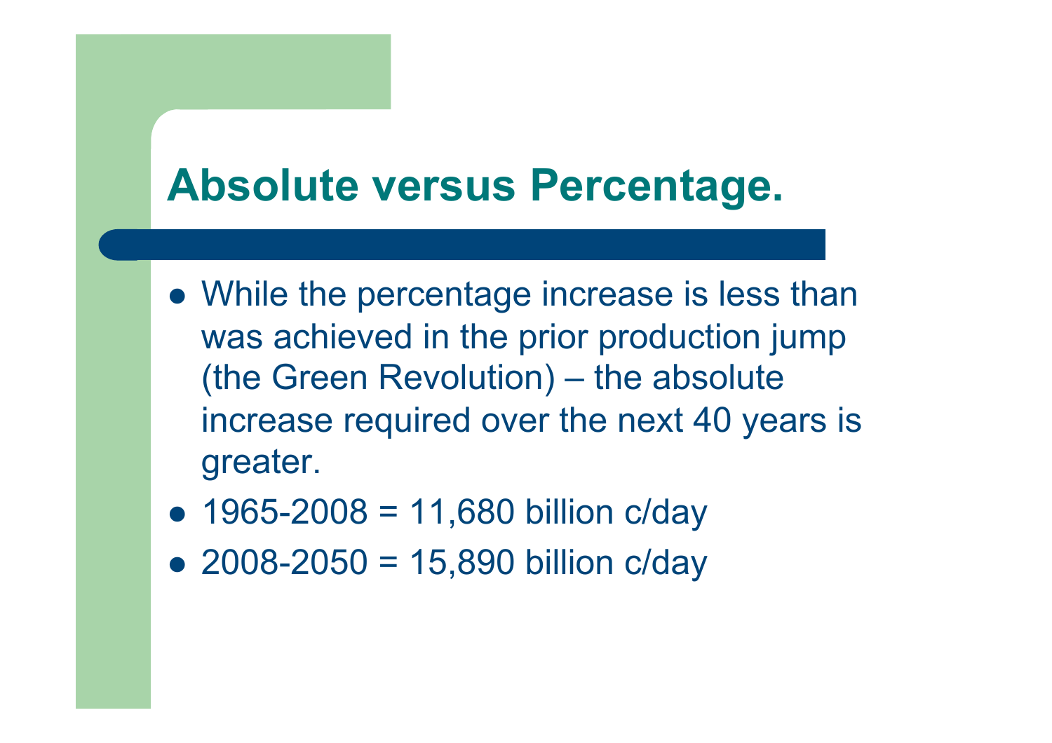# Absolute versus Percentage.

- While the percentage increase is less than was achieved in the prior production jump (the Green Revolution) – the absolute increase required over the next 40 years is greater.
- 1965-2008 = 11,680 billion c/day
- 2008-2050 = 15,890 billion c/day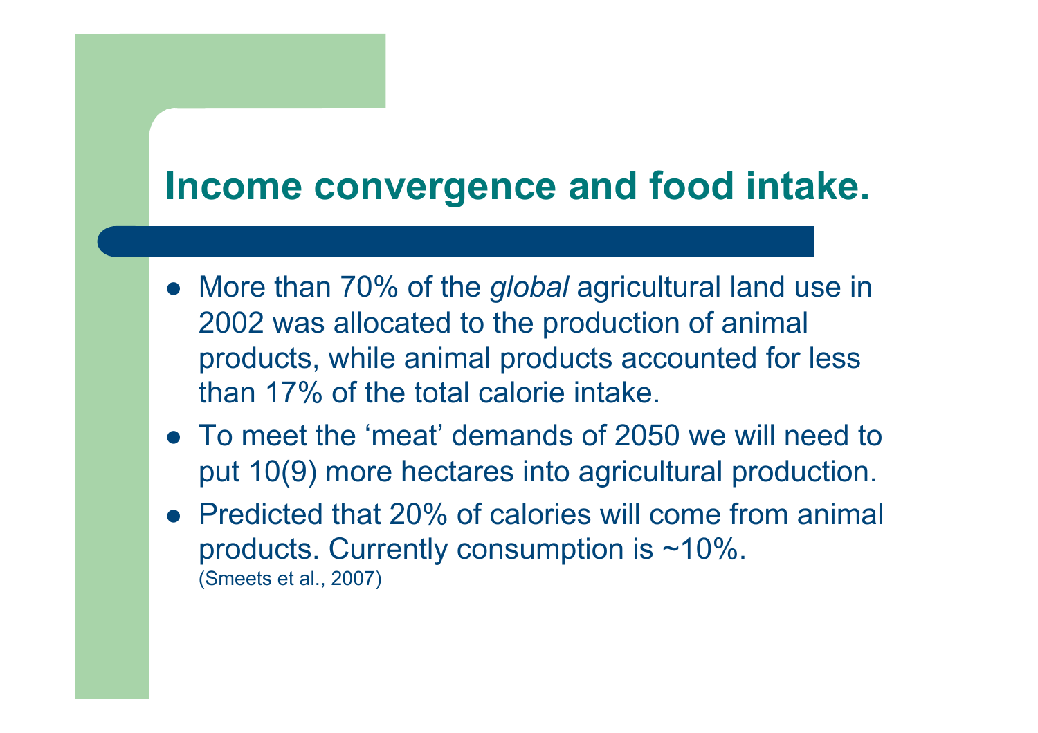# Income convergence and food intake.

- More than 70% of the *global* agricultural land use in 2002 was allocated to the production of animal products, while animal products accounted for less than 17% of the total calorie intake.
- To meet the 'meat' demands of 2050 we will need to put 10(9) more hectares into agricultural production.
- Predicted that 20% of calories will come from animal products. Currently consumption is ~10%.
  (Smeets et al., 2007)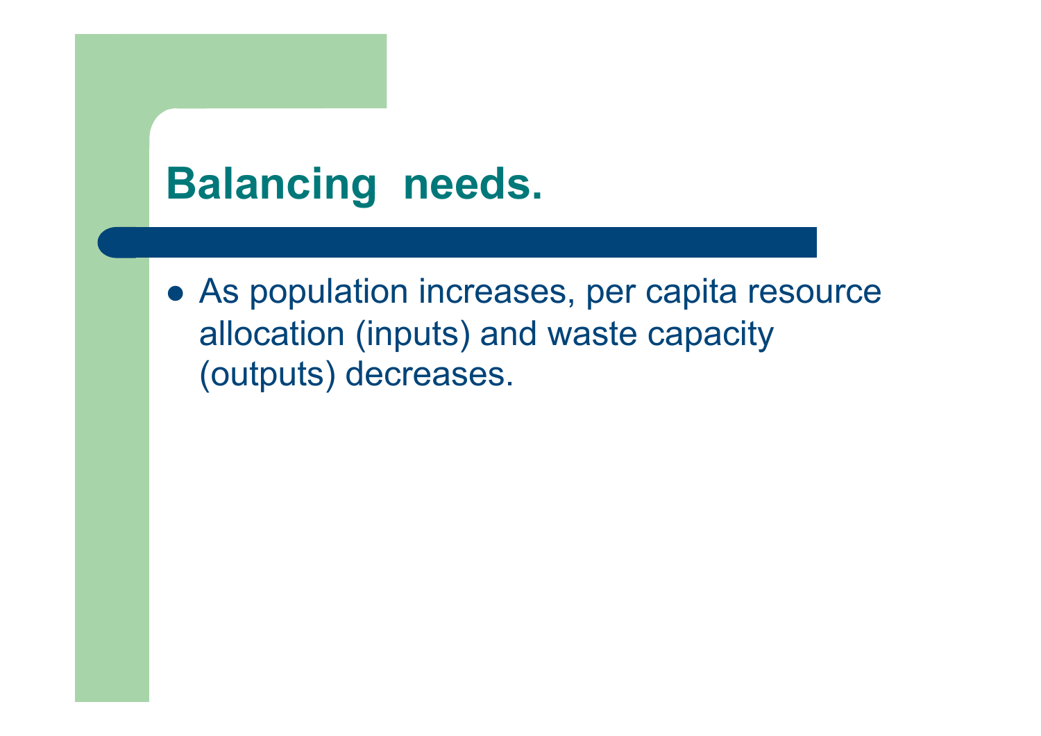# Balancing needs.

- As population increases, per capita resource allocation (inputs) and waste capacity (outputs) decreases.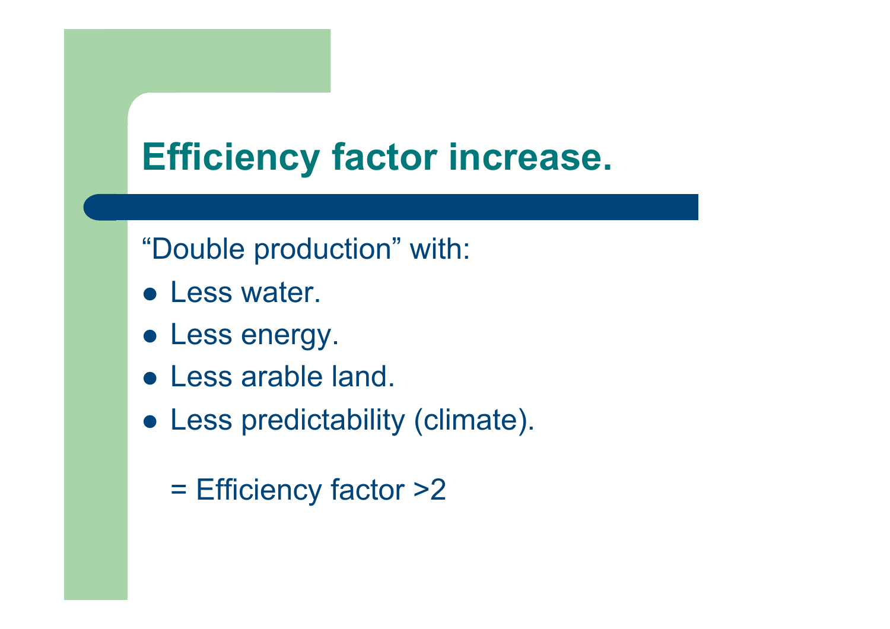# Efficiency factor increase.

“Double production” with:

- Less water.
- Less energy.
- Less arable land.
- Less predictability (climate).

= Efficiency factor >2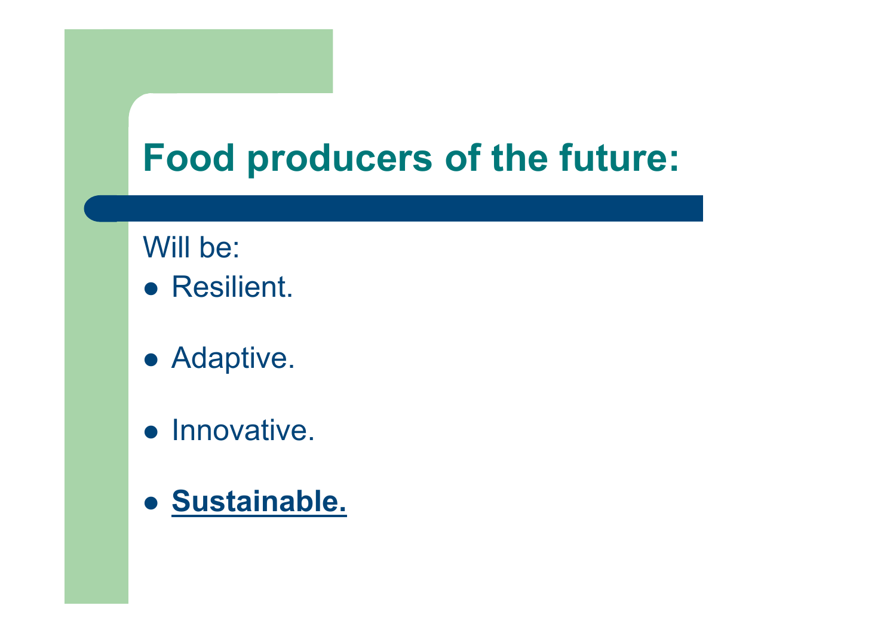# Food producers of the future:

Will be:

- Resilient.

- Adaptive.

- Innovative.

- **<u>Sustainable.</u>**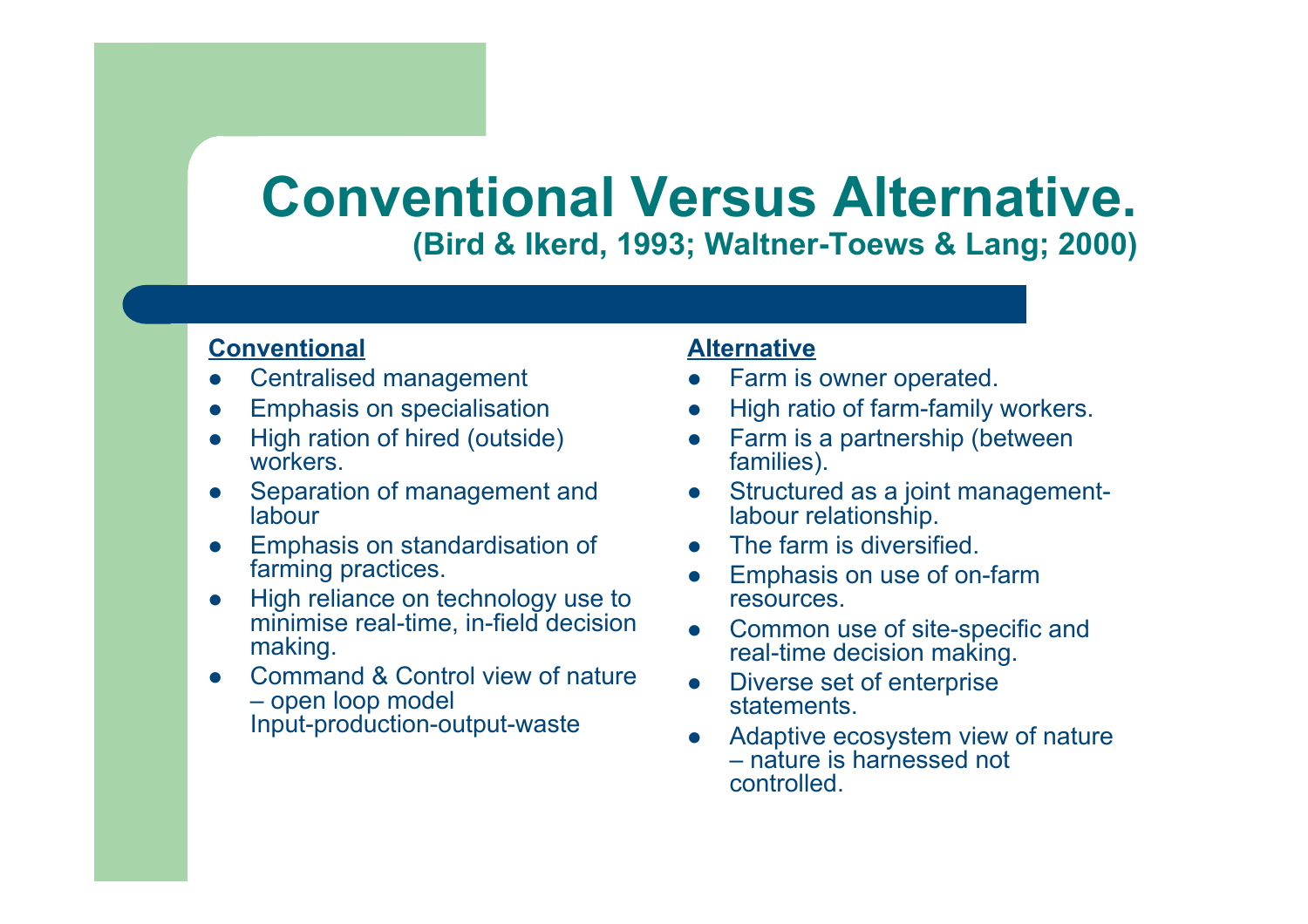# Conventional Versus Alternative.

### (Bird & Ikerd, 1993; Waltner-Toews & Lang; 2000)

**Conventional**

- Centralised management
- Emphasis on specialisation
- High ration of hired (outside) workers.
- Separation of management and labour
- Emphasis on standardisation of farming practices.
- High reliance on technology use to minimise real-time, in-field decision making.
- Command & Control view of nature – open loop model Input-production-output-waste

**Alternative**

- Farm is owner operated.
- High ratio of farm-family workers.
- Farm is a partnership (between families).
- Structured as a joint management-labour relationship.
- The farm is diversified.
- Emphasis on use of on-farm resources.
- Common use of site-specific and real-time decision making.
- Diverse set of enterprise statements.
- Adaptive ecosystem view of nature – nature is harnessed not controlled.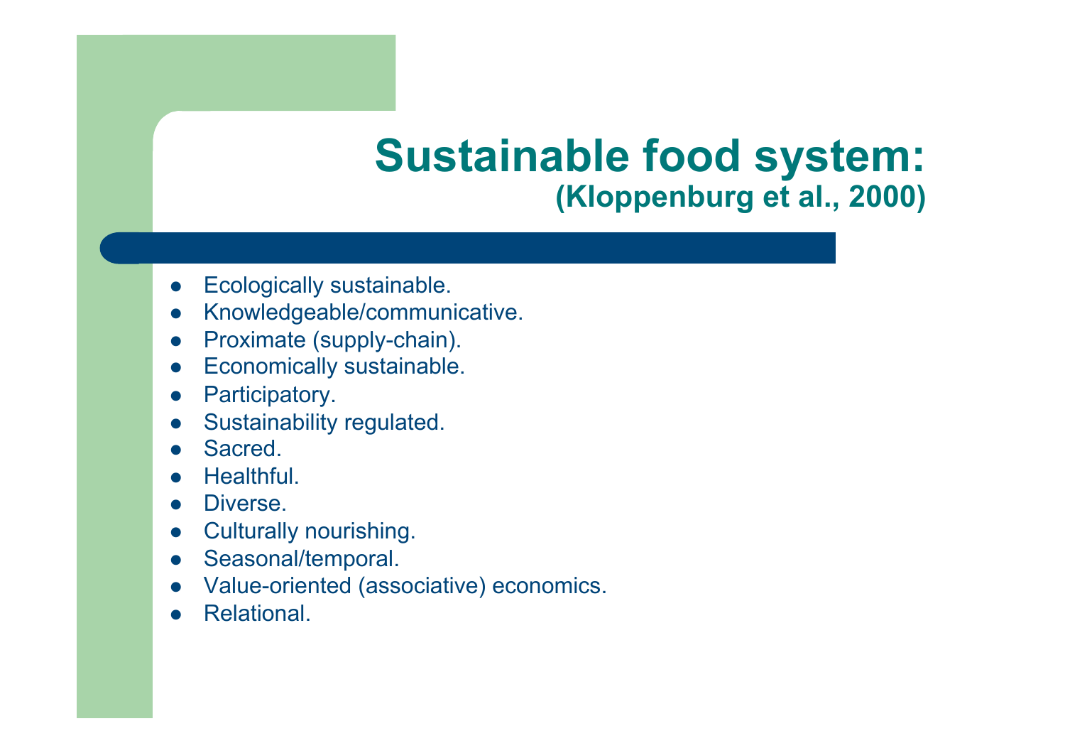# Sustainable food system:

## (Kloppenburg et al., 2000)

- Ecologically sustainable.
- Knowledgeable/communicative.
- Proximate (supply-chain).
- Economically sustainable.
- Participatory.
- Sustainability regulated.
- Sacred.
- Healthful.
- Diverse.
- Culturally nourishing.
- Seasonal/temporal.
- Value-oriented (associative) economics.
- Relational.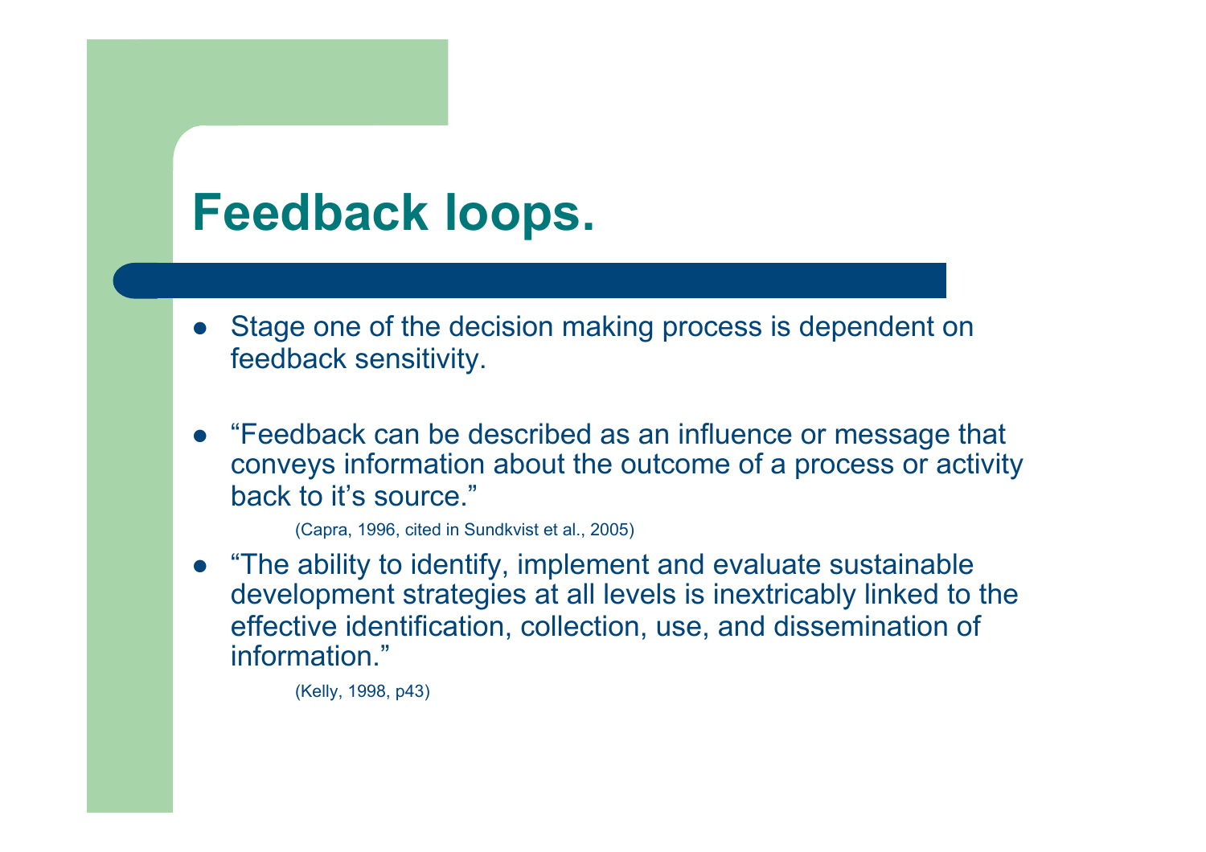# Feedback loops.

- Stage one of the decision making process is dependent on feedback sensitivity.

- "Feedback can be described as an influence or message that conveys information about the outcome of a process or activity back to it's source."

  (Capra, 1996, cited in Sundkvist et al., 2005)

- "The ability to identify, implement and evaluate sustainable development strategies at all levels is inextricably linked to the effective identification, collection, use, and dissemination of information."

  (Kelly, 1998, p43)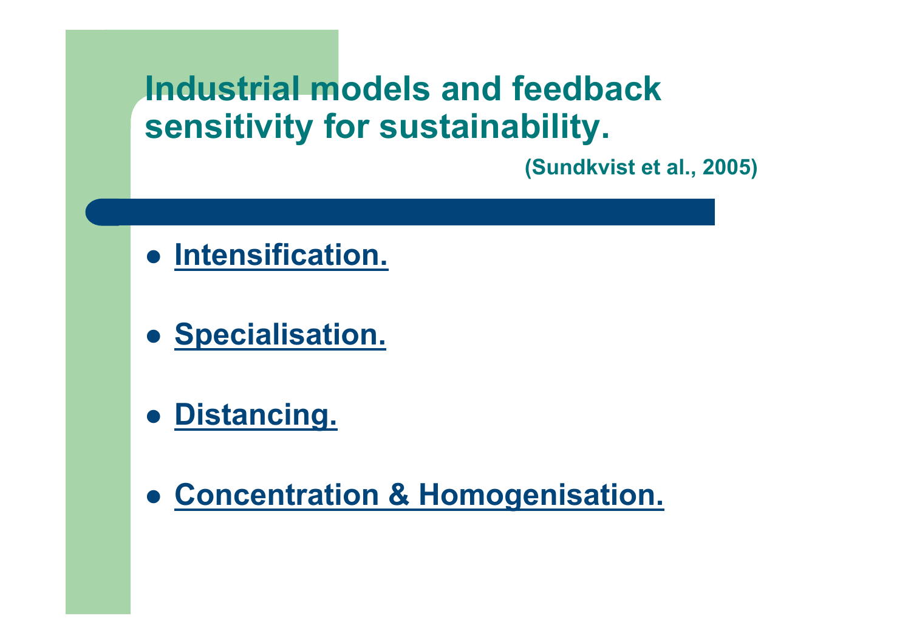# Industrial models and feedback sensitivity for sustainability.

(Sundkvist et al., 2005)

- Intensification.
- Specialisation.
- Distancing.
- Concentration & Homogenisation.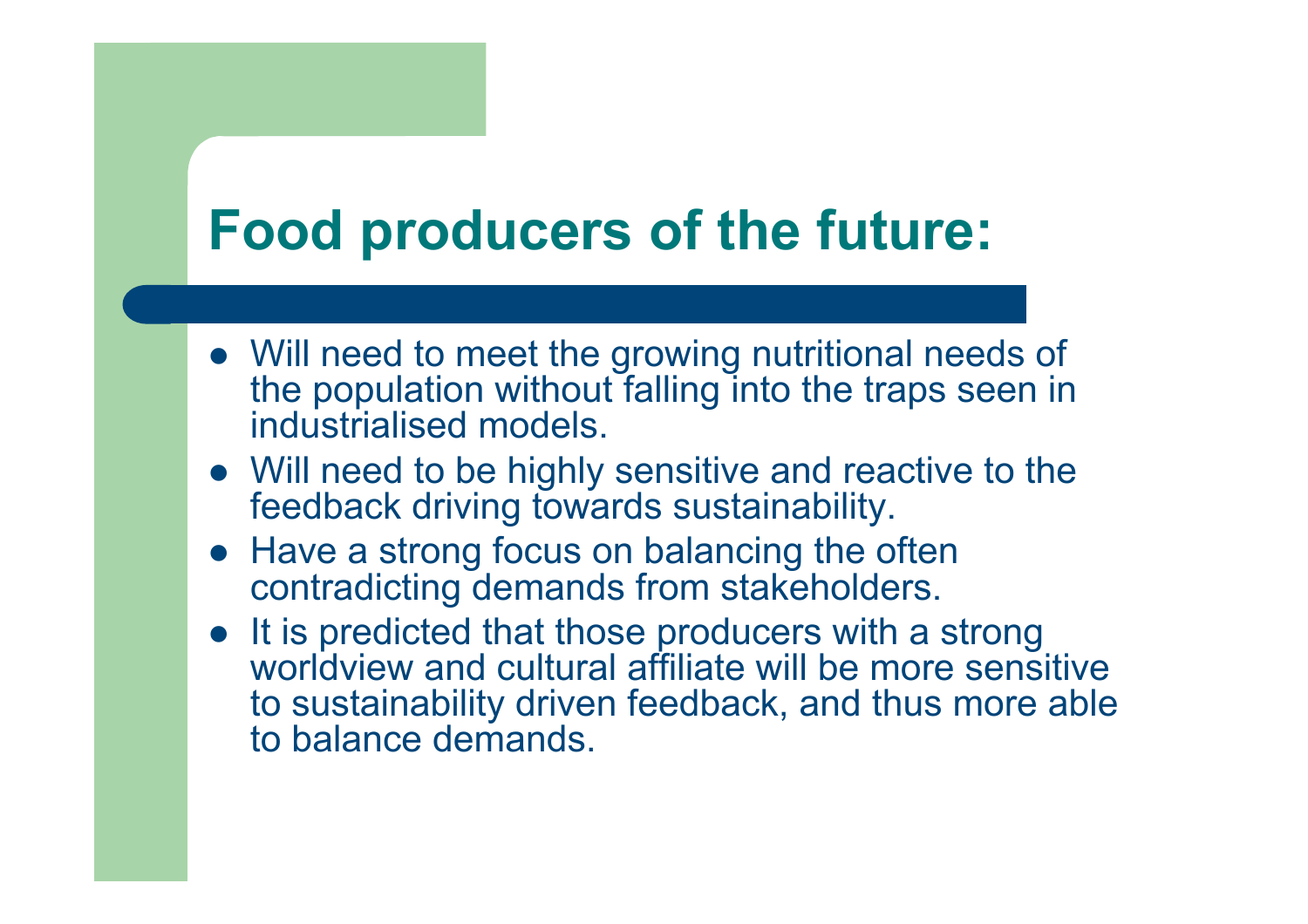# Food producers of the future:

- Will need to meet the growing nutritional needs of the population without falling into the traps seen in industrialised models.
- Will need to be highly sensitive and reactive to the feedback driving towards sustainability.
- Have a strong focus on balancing the often contradicting demands from stakeholders.
- It is predicted that those producers with a strong worldview and cultural affiliate will be more sensitive to sustainability driven feedback, and thus more able to balance demands.